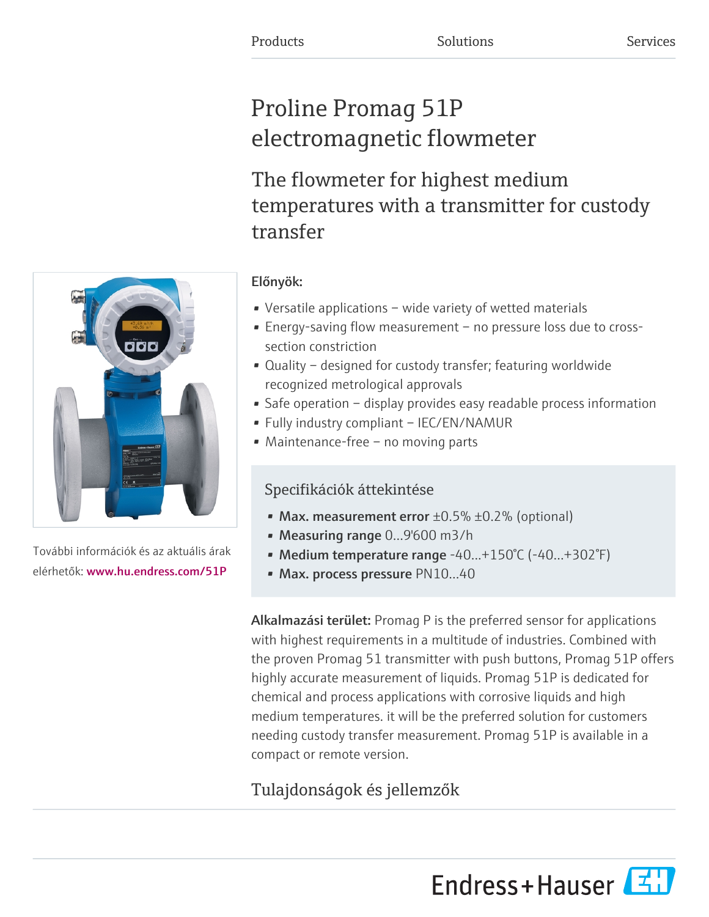Products Solutions Services

# Proline Promag 51P electromagnetic flowmeter

## The flowmeter for highest medium temperatures with a transmitter for custody transfer

További információk és az aktuális árak elérhetők: www.hu.endress.com/51P

**Előnyök:**

- Versatile applications – wide variety of wetted materials
- Energy-saving flow measurement – no pressure loss due to cross-section constriction
- Quality – designed for custody transfer; featuring worldwide recognized metrological approvals
- Safe operation – display provides easy readable process information
- Fully industry compliant – IEC/EN/NAMUR
- Maintenance-free – no moving parts

### Specifikációk áttekintése

- **Max. measurement error** ±0.5% ±0.2% (optional)
- **Measuring range** 0...9'600 m3/h
- **Medium temperature range** -40...+150°C (-40...+302°F)
- **Max. process pressure** PN10...40

**Alkalmazási terület:** Promag P is the preferred sensor for applications with highest requirements in a multitude of industries. Combined with the proven Promag 51 transmitter with push buttons, Promag 51P offers highly accurate measurement of liquids. Promag 51P is dedicated for chemical and process applications with corrosive liquids and high medium temperatures. it will be the preferred solution for customers needing custody transfer measurement. Promag 51P is available in a compact or remote version.

## Tulajdonságok és jellemzők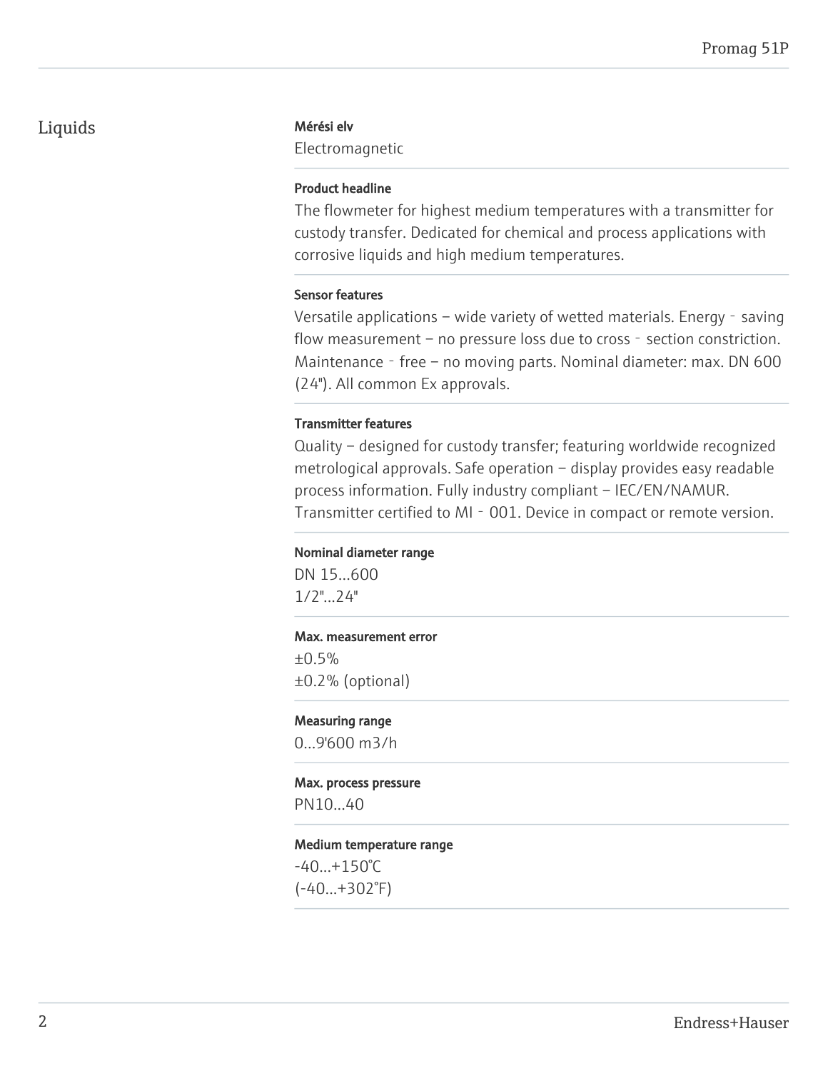## Liquids

**Mérési elv**

Electromagnetic

**Product headline**

The flowmeter for highest medium temperatures with a transmitter for custody transfer. Dedicated for chemical and process applications with corrosive liquids and high medium temperatures.

**Sensor features**

Versatile applications – wide variety of wetted materials. Energy - saving flow measurement – no pressure loss due to cross - section constriction. Maintenance - free – no moving parts. Nominal diameter: max. DN 600 (24"). All common Ex approvals.

**Transmitter features**

Quality – designed for custody transfer; featuring worldwide recognized metrological approvals. Safe operation – display provides easy readable process information. Fully industry compliant – IEC/EN/NAMUR. Transmitter certified to MI - 001. Device in compact or remote version.

**Nominal diameter range**

DN 15...600
1/2"...24"

**Max. measurement error**

±0.5%
±0.2% (optional)

**Measuring range**

0...9'600 m3/h

**Max. process pressure**

PN10...40

**Medium temperature range**

-40...+150°C
(-40...+302°F)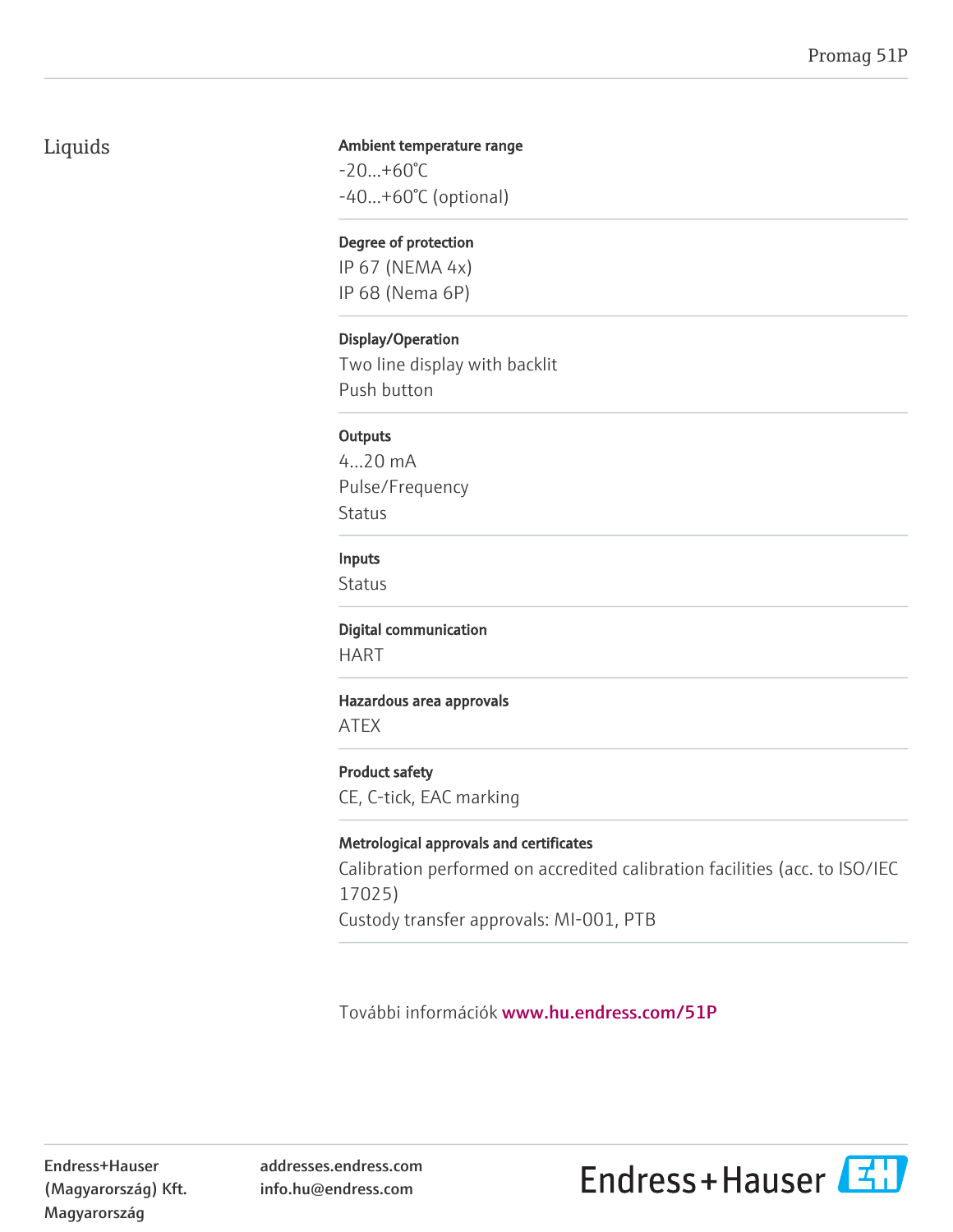## Liquids

**Ambient temperature range**

-20...+60°C
-40...+60°C (optional)

**Degree of protection**

IP 67 (NEMA 4x)
IP 68 (Nema 6P)

**Display/Operation**

Two line display with backlit
Push button

**Outputs**

4...20 mA
Pulse/Frequency
Status

**Inputs**

Status

**Digital communication**

HART

**Hazardous area approvals**

ATEX

**Product safety**

CE, C-tick, EAC marking

**Metrological approvals and certificates**

Calibration performed on accredited calibration facilities (acc. to ISO/IEC 17025)
Custody transfer approvals: MI-001, PTB

További információk **www.hu.endress.com/51P**

Endress+Hauser (Magyarország) Kft.
Magyarország

addresses.endress.com
info.hu@endress.com